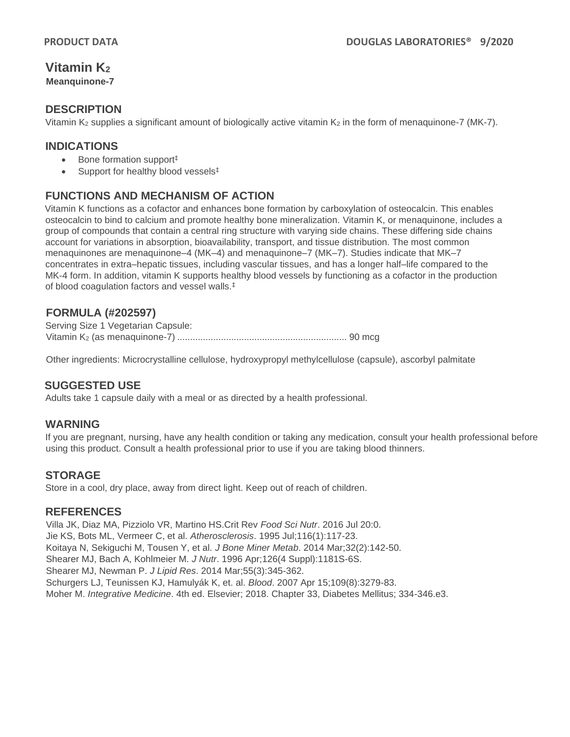# Vitamin $K_2$

**Meanquinone-7**

## DESCRIPTION

Vitamin $K_2$ supplies a significant amount of biologically active vitamin $K_2$ in the form of menaquinone-7 (MK-7).

## INDICATIONS

- Bone formation support‡
- Support for healthy blood vessels‡

## FUNCTIONS AND MECHANISM OF ACTION

Vitamin K functions as a cofactor and enhances bone formation by carboxylation of osteocalcin. This enables osteocalcin to bind to calcium and promote healthy bone mineralization. Vitamin K, or menaquinone, includes a group of compounds that contain a central ring structure with varying side chains. These differing side chains account for variations in absorption, bioavailability, transport, and tissue distribution. The most common menaquinones are menaquinone–4 (MK–4) and menaquinone–7 (MK–7). Studies indicate that MK–7 concentrates in extra–hepatic tissues, including vascular tissues, and has a longer half–life compared to the MK-4 form. In addition, vitamin K supports healthy blood vessels by functioning as a cofactor in the production of blood coagulation factors and vessel walls.‡

## FORMULA (#202597)

Serving Size 1 Vegetarian Capsule:
Vitamin $K_2$ (as menaquinone-7) .................................................................. 90 mcg

Other ingredients: Microcrystalline cellulose, hydroxypropyl methylcellulose (capsule), ascorbyl palmitate

## SUGGESTED USE

Adults take 1 capsule daily with a meal or as directed by a health professional.

## WARNING

If you are pregnant, nursing, have any health condition or taking any medication, consult your health professional before using this product. Consult a health professional prior to use if you are taking blood thinners.

## STORAGE

Store in a cool, dry place, away from direct light. Keep out of reach of children.

## REFERENCES

Villa JK, Diaz MA, Pizziolo VR, Martino HS.Crit Rev *Food Sci Nutr*. 2016 Jul 20:0.
Jie KS, Bots ML, Vermeer C, et al. *Atherosclerosis*. 1995 Jul;116(1):117-23.
Koitaya N, Sekiguchi M, Tousen Y, et al. *J Bone Miner Metab*. 2014 Mar;32(2):142-50.
Shearer MJ, Bach A, Kohlmeier M. *J Nutr*. 1996 Apr;126(4 Suppl):1181S-6S.
Shearer MJ, Newman P. *J Lipid Res*. 2014 Mar;55(3):345-362.
Schurgers LJ, Teunissen KJ, Hamulyák K, et. al. *Blood*. 2007 Apr 15;109(8):3279-83.
Moher M. *Integrative Medicine*. 4th ed. Elsevier; 2018. Chapter 33, Diabetes Mellitus; 334-346.e3.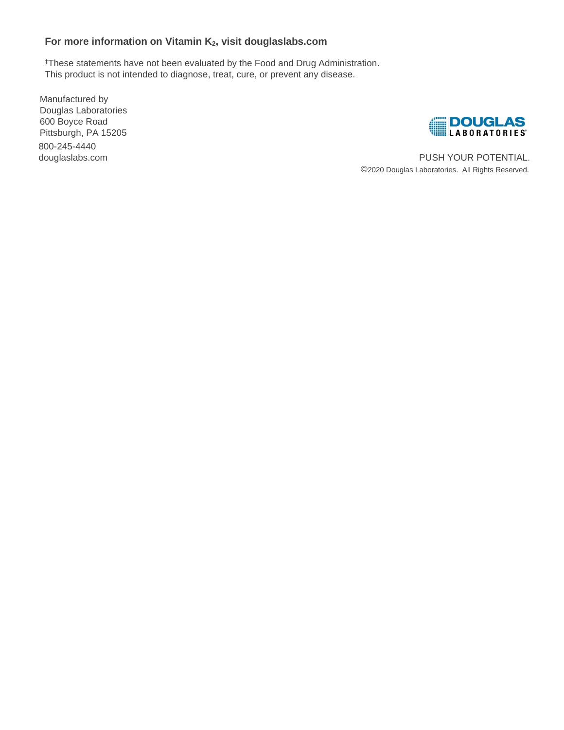**For more information on Vitamin $K_2$, visit douglaslabs.com**

‡These statements have not been evaluated by the Food and Drug Administration. This product is not intended to diagnose, treat, cure, or prevent any disease.

Manufactured by
Douglas Laboratories
600 Boyce Road
Pittsburgh, PA 15205
800-245-4440
douglaslabs.com

DOUGLAS LABORATORIES®

PUSH YOUR POTENTIAL.
©2020 Douglas Laboratories. All Rights Reserved.